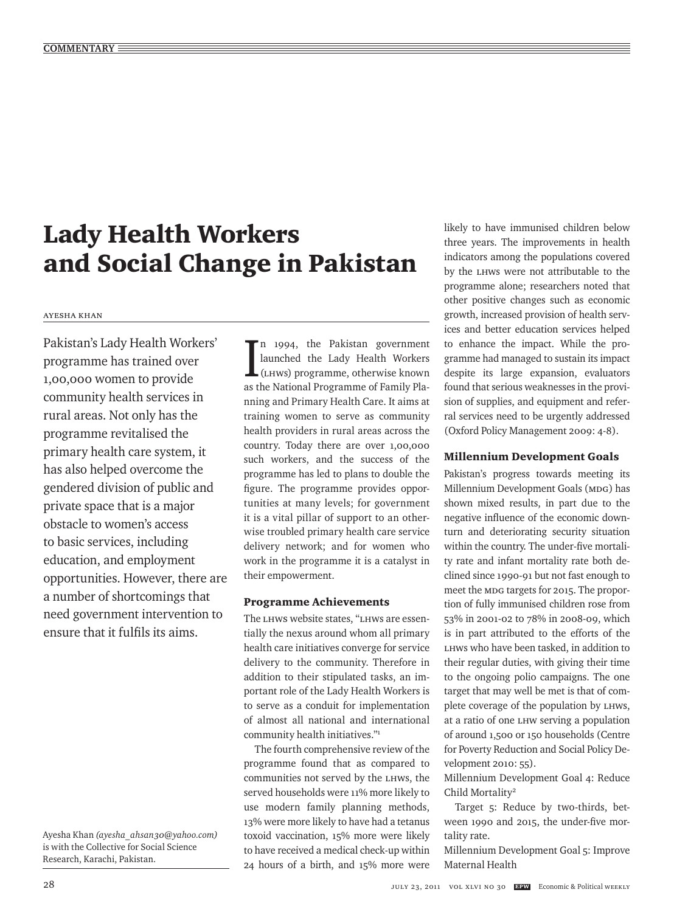# Lady Health Workers and Social Change in Pakistan

Ayesha Khan

Pakistan's Lady Health Workers' programme has trained over 1,00,000 women to provide community health services in rural areas. Not only has the programme revitalised the primary health care system, it has also helped overcome the gendered division of public and private space that is a major obstacle to women's access to basic services, including education, and employment opportunities. However, there are a number of shortcomings that need government intervention to ensure that it fulfils its aims.

Ayesha Khan *(ayesha_ahsan30@yahoo.com)* is with the Collective for Social Science Research, Karachi, Pakistan.

In 1994, the Pakistan government launched the Lady Health Workers (LHWs) programme, otherwise known as the National Programme of Family Planning and Primary Health Care. It aims at training women to serve as community health providers in rural areas across the country. Today there are over 1,00,000 such workers, and the success of the programme has led to plans to double the figure. The programme provides opportunities at many levels; for government it is a vital pillar of support to an otherwise troubled primary health care service delivery network; and for women who work in the programme it is a catalyst in their empowerment.

## Programme Achievements

The LHWs website states, "LHWs are essentially the nexus around whom all primary health care initiatives converge for service delivery to the community. Therefore in addition to their stipulated tasks, an important role of the Lady Health Workers is to serve as a conduit for implementation of almost all national and international community health initiatives."[1]

The fourth comprehensive review of the programme found that as compared to communities not served by the LHWs, the served households were 11% more likely to use modern family planning methods, 13% were more likely to have had a tetanus toxoid vaccination, 15% more were likely to have received a medical check-up within 24 hours of a birth, and 15% more were likely to have immunised children below three years. The improvements in health indicators among the populations covered by the LHWs were not attributable to the programme alone; researchers noted that other positive changes such as economic growth, increased provision of health services and better education services helped to enhance the impact. While the programme had managed to sustain its impact despite its large expansion, evaluators found that serious weaknesses in the provision of supplies, and equipment and referral services need to be urgently addressed (Oxford Policy Management 2009: 4-8).

## Millennium Development Goals

Pakistan's progress towards meeting its Millennium Development Goals (MDG) has shown mixed results, in part due to the negative influence of the economic downturn and deteriorating security situation within the country. The under-five mortality rate and infant mortality rate both declined since 1990-91 but not fast enough to meet the MDG targets for 2015. The proportion of fully immunised children rose from 53% in 2001-02 to 78% in 2008-09, which is in part attributed to the efforts of the LHWs who have been tasked, in addition to their regular duties, with giving their time to the ongoing polio campaigns. The one target that may well be met is that of complete coverage of the population by LHWs, at a ratio of one LHW serving a population of around 1,500 or 150 households (Centre for Poverty Reduction and Social Policy Development 2010: 55).

Millennium Development Goal 4: Reduce Child Mortality[2]

Target 5: Reduce by two-thirds, between 1990 and 2015, the under-five mortality rate.

Millennium Development Goal 5: Improve Maternal Health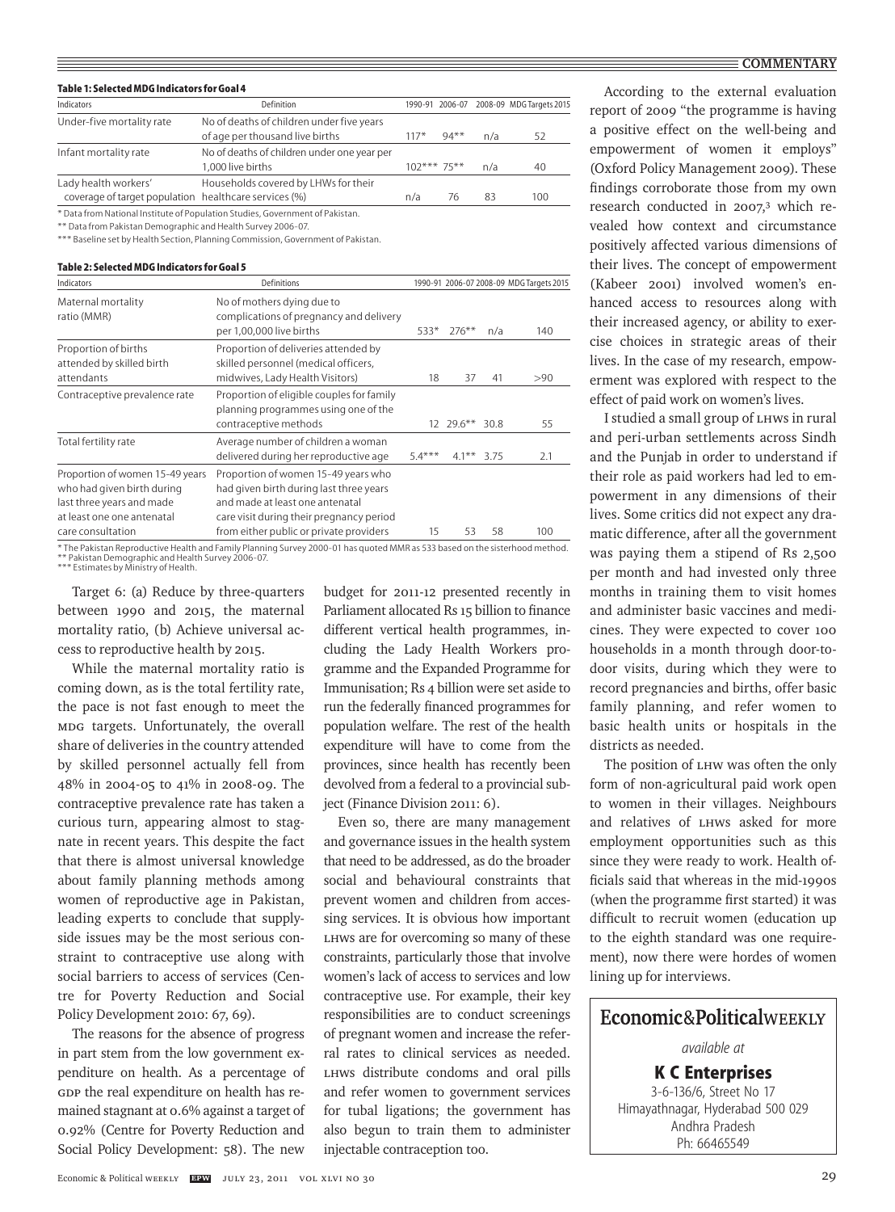**Table 1: Selected MDG Indicators for Goal 4**

| Indicators | Definition | 1990-91 | 2006-07 | 2008-09 | MDG Targets 2015 |
|---|---|---|---|---|---|
| Under-five mortality rate | No of deaths of children under five years of age per thousand live births | 117* | 94** | n/a | 52 |
| Infant mortality rate | No of deaths of children under one year per 1,000 live births | 102*** | 75** | n/a | 40 |
| Lady health workers' coverage of target population | Households covered by LHWs for their healthcare services (%) | n/a | 76 | 83 | 100 |

\* Data from National Institute of Population Studies, Government of Pakistan.
\** Data from Pakistan Demographic and Health Survey 2006-07.
\*** Baseline set by Health Section, Planning Commission, Government of Pakistan.

**Table 2: Selected MDG Indicators for Goal 5**

| Indicators | Definitions | 1990-91 | 2006-07 | 2008-09 | MDG Targets 2015 |
|---|---|---|---|---|---|
| Maternal mortality ratio (MMR) | No of mothers dying due to complications of pregnancy and delivery per 1,00,000 live births | 533* | 276** | n/a | 140 |
| Proportion of births attended by skilled birth attendants | Proportion of deliveries attended by skilled personnel (medical officers, midwives, Lady Health Visitors) | 18 | 37 | 41 | >90 |
| Contraceptive prevalence rate | Proportion of eligible couples for family planning programmes using one of the contraceptive methods | 12 | 29.6** | 30.8 | 55 |
| Total fertility rate | Average number of children a woman delivered during her reproductive age | 5.4*** | 4.1** | 3.75 | 2.1 |
| Proportion of women 15-49 years who had given birth during last three years and made at least one antenatal care consultation | Proportion of women 15-49 years who had given birth during last three years and made at least one antenatal care visit during their pregnancy period from either public or private providers | 15 | 53 | 58 | 100 |

\* The Pakistan Reproductive Health and Family Planning Survey 2000-01 has quoted MMR as 533 based on the sisterhood method.
\** Pakistan Demographic and Health Survey 2006-07.
\*** Estimates by Ministry of Health.

Target 6: (a) Reduce by three-quarters between 1990 and 2015, the maternal mortality ratio, (b) Achieve universal access to reproductive health by 2015.

While the maternal mortality ratio is coming down, as is the total fertility rate, the pace is not fast enough to meet the MDG targets. Unfortunately, the overall share of deliveries in the country attended by skilled personnel actually fell from 48% in 2004-05 to 41% in 2008-09. The contraceptive prevalence rate has taken a curious turn, appearing almost to stagnate in recent years. This despite the fact that there is almost universal knowledge about family planning methods among women of reproductive age in Pakistan, leading experts to conclude that supply-side issues may be the most serious constraint to contraceptive use along with social barriers to access of services (Centre for Poverty Reduction and Social Policy Development 2010: 67, 69).

The reasons for the absence of progress in part stem from the low government expenditure on health. As a percentage of GDP the real expenditure on health has remained stagnant at 0.6% against a target of 0.92% (Centre for Poverty Reduction and Social Policy Development: 58). The new budget for 2011-12 presented recently in Parliament allocated Rs 15 billion to finance different vertical health programmes, including the Lady Health Workers programme and the Expanded Programme for Immunisation; Rs 4 billion were set aside to run the federally financed programmes for population welfare. The rest of the health expenditure will have to come from the provinces, since health has recently been devolved from a federal to a provincial subject (Finance Division 2011: 6).

Even so, there are many management and governance issues in the health system that need to be addressed, as do the broader social and behavioural constraints that prevent women and children from accessing services. It is obvious how important LHWs are for overcoming so many of these constraints, particularly those that involve women's lack of access to services and low contraceptive use. For example, their key responsibilities are to conduct screenings of pregnant women and increase the referral rates to clinical services as needed. LHWs distribute condoms and oral pills and refer women to government services for tubal ligations; the government has also begun to train them to administer injectable contraception too.

According to the external evaluation report of 2009 "the programme is having a positive effect on the well-being and empowerment of women it employs" (Oxford Policy Management 2009). These findings corroborate those from my own research conducted in 2007,[3] which revealed how context and circumstance positively affected various dimensions of their lives. The concept of empowerment (Kabeer 2001) involved women's enhanced access to resources along with their increased agency, or ability to exercise choices in strategic areas of their lives. In the case of my research, empowerment was explored with respect to the effect of paid work on women's lives.

I studied a small group of LHWs in rural and peri-urban settlements across Sindh and the Punjab in order to understand if their role as paid workers had led to empowerment in any dimensions of their lives. Some critics did not expect any dramatic difference, after all the government was paying them a stipend of Rs 2,500 per month and had invested only three months in training them to visit homes and administer basic vaccines and medicines. They were expected to cover 100 households in a month through door-to-door visits, during which they were to record pregnancies and births, offer basic family planning, and refer women to basic health units or hospitals in the districts as needed.

The position of LHW was often the only form of non-agricultural paid work open to women in their villages. Neighbours and relatives of LHWs asked for more employment opportunities such as this since they were ready to work. Health officials said that whereas in the mid-1990s (when the programme first started) it was difficult to recruit women (education up to the eighth standard was one requirement), now there were hordes of women lining up for interviews.

**Economic&PoliticalWEEKLY**

*available at*

**K C Enterprises**
3-6-136/6, Street No 17
Himayathnagar, Hyderabad 500 029
Andhra Pradesh
Ph: 66465549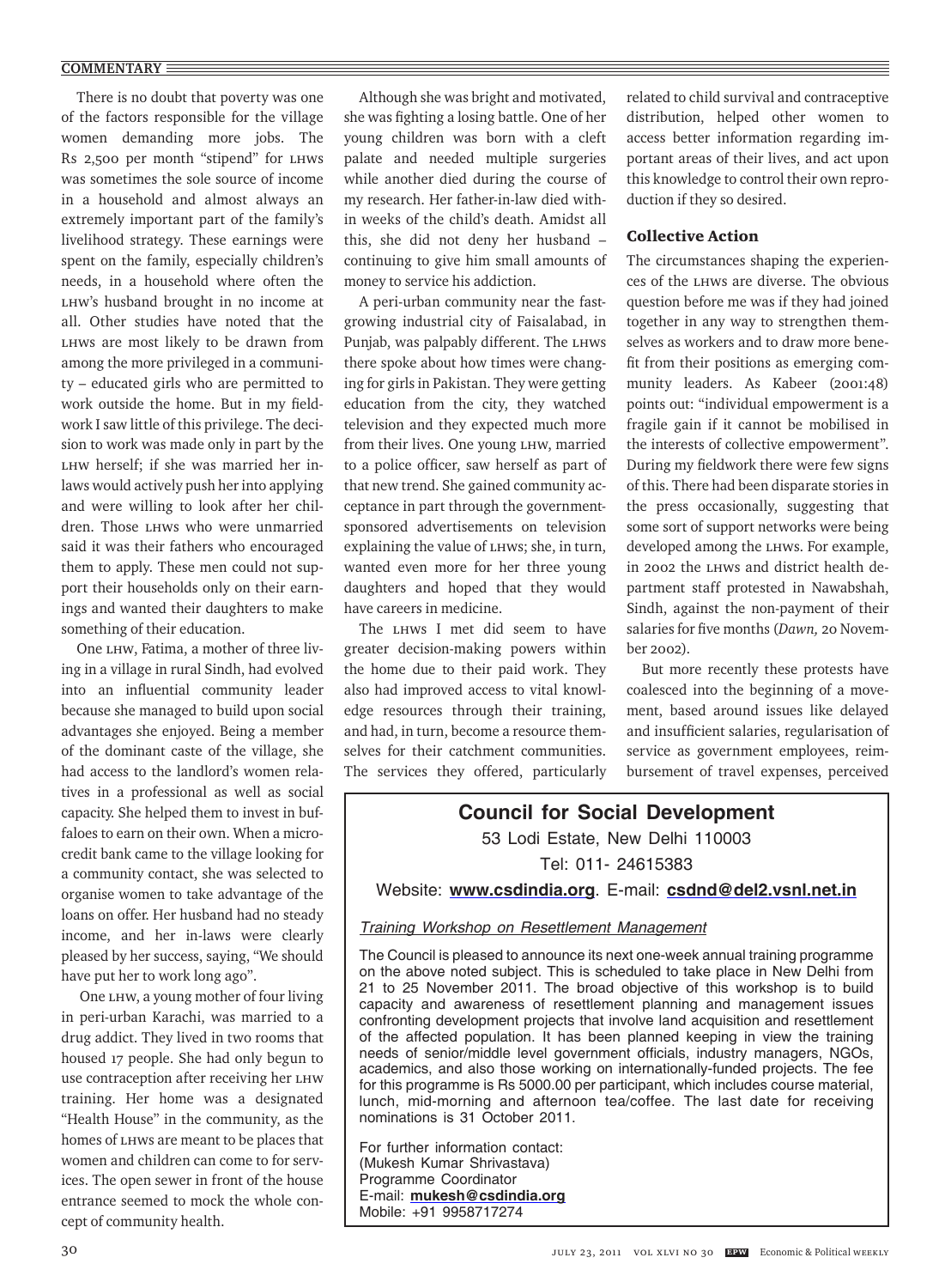There is no doubt that poverty was one of the factors responsible for the village women demanding more jobs. The Rs 2,500 per month "stipend" for LHWs was sometimes the sole source of income in a household and almost always an extremely important part of the family's livelihood strategy. These earnings were spent on the family, especially children's needs, in a household where often the LHW's husband brought in no income at all. Other studies have noted that the LHWs are most likely to be drawn from among the more privileged in a community – educated girls who are permitted to work outside the home. But in my fieldwork I saw little of this privilege. The decision to work was made only in part by the LHW herself; if she was married her in-laws would actively push her into applying and were willing to look after her children. Those LHWs who were unmarried said it was their fathers who encouraged them to apply. These men could not support their households only on their earnings and wanted their daughters to make something of their education.

One LHW, Fatima, a mother of three living in a village in rural Sindh, had evolved into an influential community leader because she managed to build upon social advantages she enjoyed. Being a member of the dominant caste of the village, she had access to the landlord's women relatives in a professional as well as social capacity. She helped them to invest in buffaloes to earn on their own. When a microcredit bank came to the village looking for a community contact, she was selected to organise women to take advantage of the loans on offer. Her husband had no steady income, and her in-laws were clearly pleased by her success, saying, "We should have put her to work long ago".

One LHW, a young mother of four living in peri-urban Karachi, was married to a drug addict. They lived in two rooms that housed 17 people. She had only begun to use contraception after receiving her LHW training. Her home was a designated "Health House" in the community, as the homes of LHWs are meant to be places that women and children can come to for services. The open sewer in front of the house entrance seemed to mock the whole concept of community health.

Although she was bright and motivated, she was fighting a losing battle. One of her young children was born with a cleft palate and needed multiple surgeries while another died during the course of my research. Her father-in-law died within weeks of the child's death. Amidst all this, she did not deny her husband – continuing to give him small amounts of money to service his addiction.

A peri-urban community near the fast-growing industrial city of Faisalabad, in Punjab, was palpably different. The LHWs there spoke about how times were changing for girls in Pakistan. They were getting education from the city, they watched television and they expected much more from their lives. One young LHW, married to a police officer, saw herself as part of that new trend. She gained community acceptance in part through the government-sponsored advertisements on television explaining the value of LHWs; she, in turn, wanted even more for her three young daughters and hoped that they would have careers in medicine.

The LHWs I met did seem to have greater decision-making powers within the home due to their paid work. They also had improved access to vital knowledge resources through their training, and had, in turn, become a resource themselves for their catchment communities. The services they offered, particularly related to child survival and contraceptive distribution, helped other women to access better information regarding important areas of their lives, and act upon this knowledge to control their own reproduction if they so desired.

## Collective Action

The circumstances shaping the experiences of the LHWs are diverse. The obvious question before me was if they had joined together in any way to strengthen themselves as workers and to draw more benefit from their positions as emerging community leaders. As Kabeer (2001:48) points out: "individual empowerment is a fragile gain if it cannot be mobilised in the interests of collective empowerment". During my fieldwork there were few signs of this. There had been disparate stories in the press occasionally, suggesting that some sort of support networks were being developed among the LHWs. For example, in 2002 the LHWs and district health department staff protested in Nawabshah, Sindh, against the non-payment of their salaries for five months (*Dawn,* 20 November 2002).

But more recently these protests have coalesced into the beginning of a movement, based around issues like delayed and insufficient salaries, regularisation of service as government employees, reimbursement of travel expenses, perceived

---

## Council for Social Development

53 Lodi Estate, New Delhi 110003

Tel: 011- 24615383

Website: **www.csdindia.org**. E-mail: **csdnd@del2.vsnl.net.in**

*Training Workshop on Resettlement Management*

The Council is pleased to announce its next one-week annual training programme on the above noted subject. This is scheduled to take place in New Delhi from 21 to 25 November 2011. The broad objective of this workshop is to build capacity and awareness of resettlement planning and management issues confronting development projects that involve land acquisition and resettlement of the affected population. It has been planned keeping in view the training needs of senior/middle level government officials, industry managers, NGOs, academics, and also those working on internationally-funded projects. The fee for this programme is Rs 5000.00 per participant, which includes course material, lunch, mid-morning and afternoon tea/coffee. The last date for receiving nominations is 31 October 2011.

For further information contact:
(Mukesh Kumar Shrivastava)
Programme Coordinator
E-mail: **mukesh@csdindia.org**
Mobile: +91 9958717274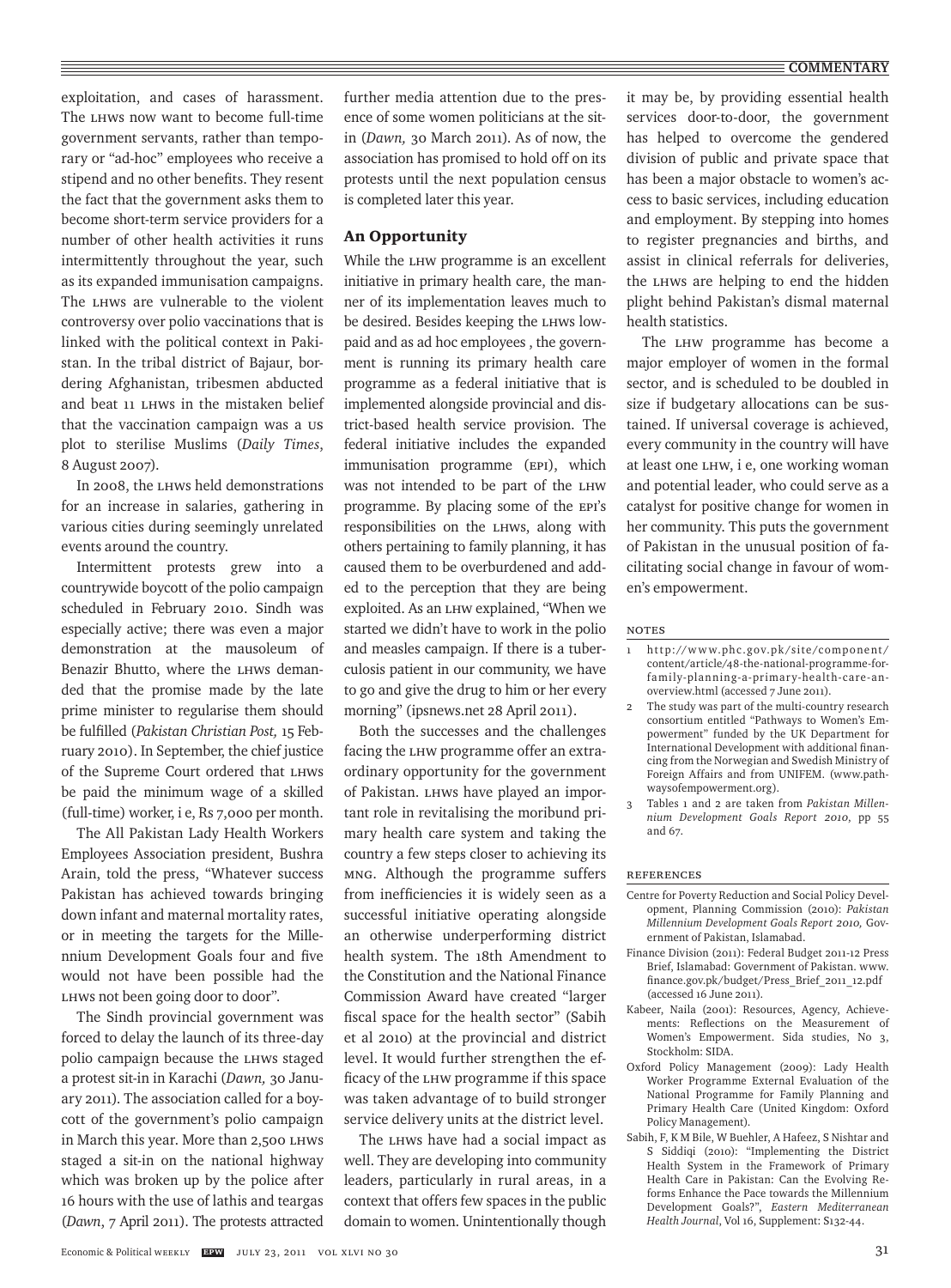exploitation, and cases of harassment. The LHWs now want to become full-time government servants, rather than temporary or "ad-hoc" employees who receive a stipend and no other benefits. They resent the fact that the government asks them to become short-term service providers for a number of other health activities it runs intermittently throughout the year, such as its expanded immunisation campaigns. The LHWs are vulnerable to the violent controversy over polio vaccinations that is linked with the political context in Pakistan. In the tribal district of Bajaur, bordering Afghanistan, tribesmen abducted and beat 11 LHWs in the mistaken belief that the vaccination campaign was a US plot to sterilise Muslims (*Daily Times,* 8 August 2007).

In 2008, the LHWs held demonstrations for an increase in salaries, gathering in various cities during seemingly unrelated events around the country.

Intermittent protests grew into a countrywide boycott of the polio campaign scheduled in February 2010. Sindh was especially active; there was even a major demonstration at the mausoleum of Benazir Bhutto, where the LHWs demanded that the promise made by the late prime minister to regularise them should be fulfilled (*Pakistan Christian Post,* 15 February 2010). In September, the chief justice of the Supreme Court ordered that LHWs be paid the minimum wage of a skilled (full-time) worker, i e, Rs 7,000 per month.

The All Pakistan Lady Health Workers Employees Association president, Bushra Arain, told the press, "Whatever success Pakistan has achieved towards bringing down infant and maternal mortality rates, or in meeting the targets for the Millennium Development Goals four and five would not have been possible had the LHWs not been going door to door".

The Sindh provincial government was forced to delay the launch of its three-day polio campaign because the LHWs staged a protest sit-in in Karachi (*Dawn,* 30 January 2011). The association called for a boycott of the government's polio campaign in March this year. More than 2,500 LHWs staged a sit-in on the national highway which was broken up by the police after 16 hours with the use of lathis and teargas (*Dawn*, 7 April 2011). The protests attracted further media attention due to the presence of some women politicians at the sit-in (*Dawn,* 30 March 2011). As of now, the association has promised to hold off on its protests until the next population census is completed later this year.

## An Opportunity

While the LHW programme is an excellent initiative in primary health care, the manner of its implementation leaves much to be desired. Besides keeping the LHWs low-paid and as ad hoc employees , the government is running its primary health care programme as a federal initiative that is implemented alongside provincial and district-based health service provision. The federal initiative includes the expanded immunisation programme (EPI), which was not intended to be part of the LHW programme. By placing some of the EPI's responsibilities on the LHWs, along with others pertaining to family planning, it has caused them to be overburdened and added to the perception that they are being exploited. As an LHW explained, "When we started we didn't have to work in the polio and measles campaign. If there is a tuberculosis patient in our community, we have to go and give the drug to him or her every morning" (ipsnews.net 28 April 2011).

Both the successes and the challenges facing the LHW programme offer an extraordinary opportunity for the government of Pakistan. LHWs have played an important role in revitalising the moribund primary health care system and taking the country a few steps closer to achieving its MNG. Although the programme suffers from inefficiencies it is widely seen as a successful initiative operating alongside an otherwise underperforming district health system. The 18th Amendment to the Constitution and the National Finance Commission Award have created "larger fiscal space for the health sector" (Sabih et al 2010) at the provincial and district level. It would further strengthen the efficacy of the LHW programme if this space was taken advantage of to build stronger service delivery units at the district level.

The LHWs have had a social impact as well. They are developing into community leaders, particularly in rural areas, in a context that offers few spaces in the public domain to women. Unintentionally though it may be, by providing essential health services door-to-door, the government has helped to overcome the gendered division of public and private space that has been a major obstacle to women's access to basic services, including education and employment. By stepping into homes to register pregnancies and births, and assist in clinical referrals for deliveries, the LHWs are helping to end the hidden plight behind Pakistan's dismal maternal health statistics.

The LHW programme has become a major employer of women in the formal sector, and is scheduled to be doubled in size if budgetary allocations can be sustained. If universal coverage is achieved, every community in the country will have at least one LHW, i e, one working woman and potential leader, who could serve as a catalyst for positive change for women in her community. This puts the government of Pakistan in the unusual position of facilitating social change in favour of women's empowerment.

### Notes

1 http://www.phc.gov.pk/site/component/content/article/48-the-national-programme-for-family-planning-a-primary-health-care-an-overview.html (accessed 7 June 2011).

2 The study was part of the multi-country research consortium entitled "Pathways to Women's Empowerment" funded by the UK Department for International Development with additional financing from the Norwegian and Swedish Ministry of Foreign Affairs and from UNIFEM. (www.pathwaysofempowerment.org).

3 Tables 1 and 2 are taken from *Pakistan Millennium Development Goals Report 2010*, pp 55 and 67.

### References

Centre for Poverty Reduction and Social Policy Development, Planning Commission (2010): *Pakistan Millennium Development Goals Report 2010,* Government of Pakistan, Islamabad.

Finance Division (2011): Federal Budget 2011-12 Press Brief, Islamabad: Government of Pakistan. www.finance.gov.pk/budget/Press_Brief_2011_12.pdf (accessed 16 June 2011).

Kabeer, Naila (2001): Resources, Agency, Achievements: Reflections on the Measurement of Women's Empowerment. Sida studies, No 3, Stockholm: SIDA.

Oxford Policy Management (2009): Lady Health Worker Programme External Evaluation of the National Programme for Family Planning and Primary Health Care (United Kingdom: Oxford Policy Management).

Sabih, F, K M Bile, W Buehler, A Hafeez, S Nishtar and S Siddiqi (2010): "Implementing the District Health System in the Framework of Primary Health Care in Pakistan: Can the Evolving Reforms Enhance the Pace towards the Millennium Development Goals?", *Eastern Mediterranean Health Journal*, Vol 16, Supplement: S132-44.